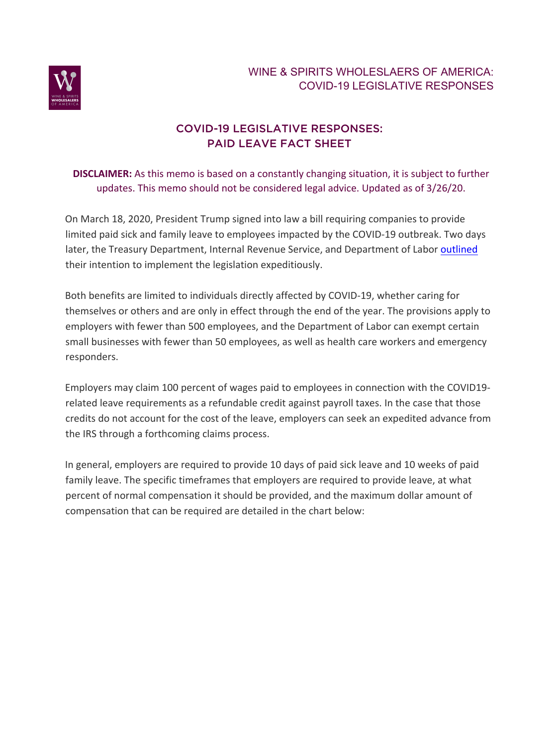WINE & SPIRITS WHOLESLAERS OF AMERICA:
COVID-19 LEGISLATIVE RESPONSES

# COVID-19 LEGISLATIVE RESPONSES: PAID LEAVE FACT SHEET

**DISCLAIMER:** As this memo is based on a constantly changing situation, it is subject to further updates. This memo should not be considered legal advice. Updated as of 3/26/20.

On March 18, 2020, President Trump signed into law a bill requiring companies to provide limited paid sick and family leave to employees impacted by the COVID-19 outbreak. Two days later, the Treasury Department, Internal Revenue Service, and Department of Labor outlined their intention to implement the legislation expeditiously.

Both benefits are limited to individuals directly affected by COVID-19, whether caring for themselves or others and are only in effect through the end of the year. The provisions apply to employers with fewer than 500 employees, and the Department of Labor can exempt certain small businesses with fewer than 50 employees, as well as health care workers and emergency responders.

Employers may claim 100 percent of wages paid to employees in connection with the COVID19-related leave requirements as a refundable credit against payroll taxes. In the case that those credits do not account for the cost of the leave, employers can seek an expedited advance from the IRS through a forthcoming claims process.

In general, employers are required to provide 10 days of paid sick leave and 10 weeks of paid family leave. The specific timeframes that employers are required to provide leave, at what percent of normal compensation it should be provided, and the maximum dollar amount of compensation that can be required are detailed in the chart below: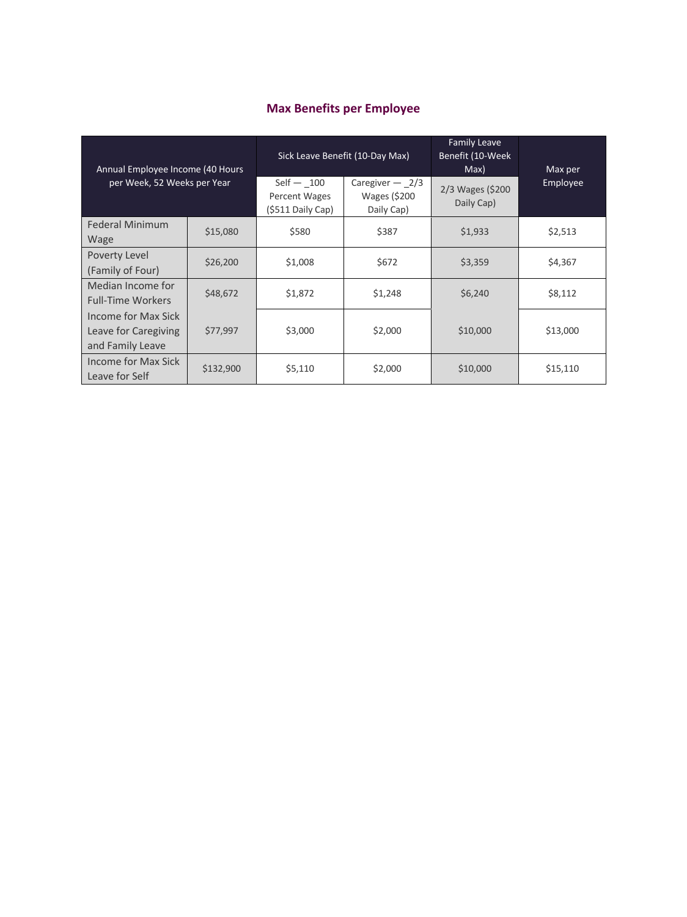## Max Benefits per Employee

| Annual Employee Income (40 Hours per Week, 52 Weeks per Year | | Sick Leave Benefit (10-Day Max) | | Family Leave Benefit (10-Week Max) | Max per Employee |
|---|---|---|---|---|---|
| | | Self — _100 Percent Wages ($511 Daily Cap) | Caregiver — _2/3 Wages ($200 Daily Cap) | 2/3 Wages ($200 Daily Cap) | |
| Federal Minimum Wage | $15,080 | $580 | $387 | $1,933 | $2,513 |
| Poverty Level (Family of Four) | $26,200 | $1,008 | $672 | $3,359 | $4,367 |
| Median Income for Full-Time Workers | $48,672 | $1,872 | $1,248 | $6,240 | $8,112 |
| Income for Max Sick Leave for Caregiving and Family Leave | $77,997 | $3,000 | $2,000 | $10,000 | $13,000 |
| Income for Max Sick Leave for Self | $132,900 | $5,110 | $2,000 | $10,000 | $15,110 |